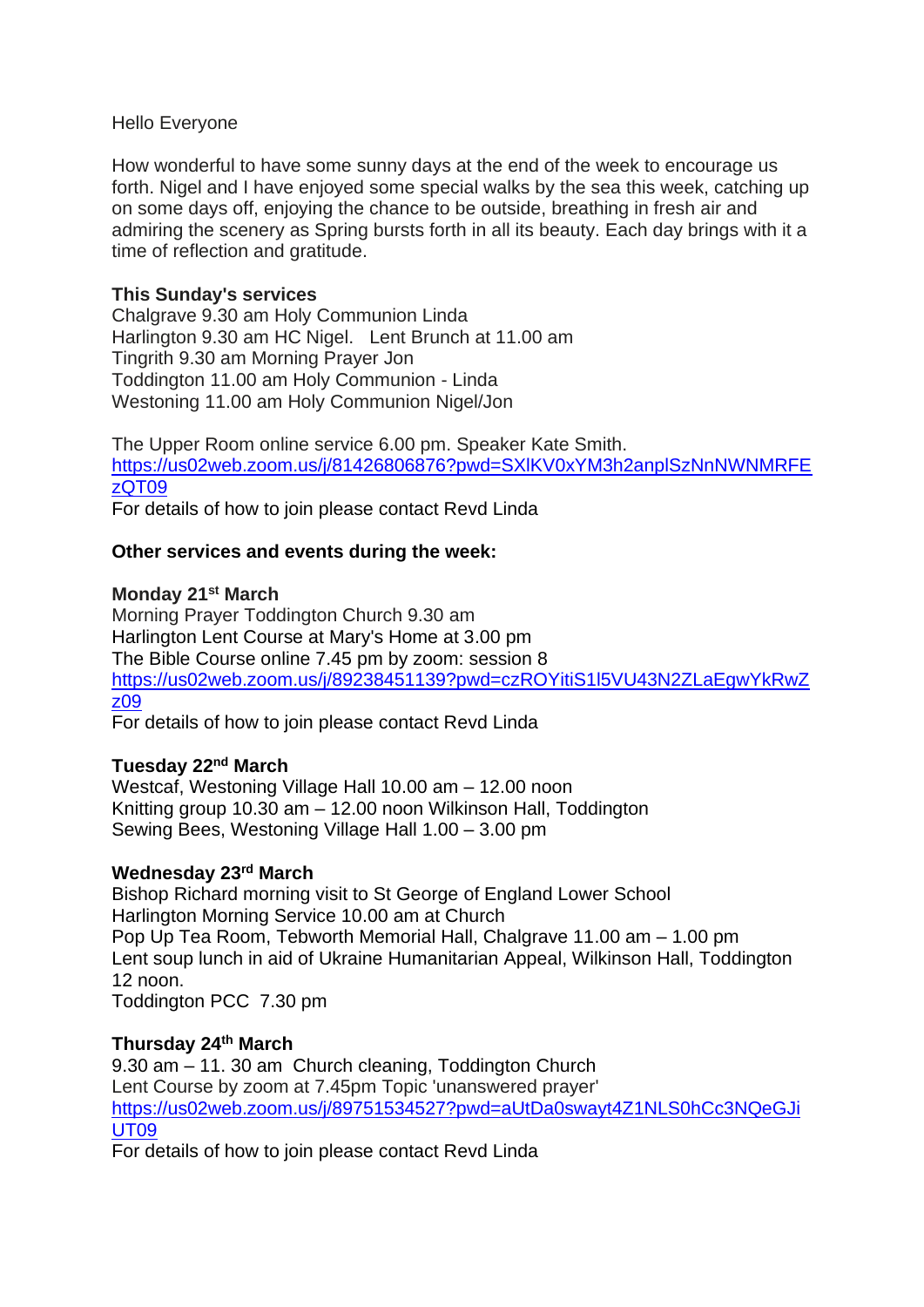Hello Everyone

How wonderful to have some sunny days at the end of the week to encourage us forth. Nigel and I have enjoyed some special walks by the sea this week, catching up on some days off, enjoying the chance to be outside, breathing in fresh air and admiring the scenery as Spring bursts forth in all its beauty. Each day brings with it a time of reflection and gratitude.

**This Sunday's services**

Chalgrave 9.30 am Holy Communion Linda
Harlington 9.30 am HC Nigel. Lent Brunch at 11.00 am
Tingrith 9.30 am Morning Prayer Jon
Toddington 11.00 am Holy Communion - Linda
Westoning 11.00 am Holy Communion Nigel/Jon

The Upper Room online service 6.00 pm. Speaker Kate Smith.
https://us02web.zoom.us/j/81426806876?pwd=SXlKV0xYM3h2anplSzNnNWNMRFEzQT09
For details of how to join please contact Revd Linda

**Other services and events during the week:**

**Monday 21st March**

Morning Prayer Toddington Church 9.30 am
Harlington Lent Course at Mary's Home at 3.00 pm
The Bible Course online 7.45 pm by zoom: session 8
https://us02web.zoom.us/j/89238451139?pwd=czROYitiS1l5VU43N2ZLaEgwYkRwZz09
For details of how to join please contact Revd Linda

**Tuesday 22nd March**

Westcaf, Westoning Village Hall 10.00 am – 12.00 noon
Knitting group 10.30 am – 12.00 noon Wilkinson Hall, Toddington
Sewing Bees, Westoning Village Hall 1.00 – 3.00 pm

**Wednesday 23rd March**

Bishop Richard morning visit to St George of England Lower School
Harlington Morning Service 10.00 am at Church
Pop Up Tea Room, Tebworth Memorial Hall, Chalgrave 11.00 am – 1.00 pm
Lent soup lunch in aid of Ukraine Humanitarian Appeal, Wilkinson Hall, Toddington 12 noon.
Toddington PCC 7.30 pm

**Thursday 24th March**

9.30 am – 11. 30 am Church cleaning, Toddington Church
Lent Course by zoom at 7.45pm Topic 'unanswered prayer'
https://us02web.zoom.us/j/89751534527?pwd=aUtDa0swayt4Z1NLS0hCc3NQeGJiUT09
For details of how to join please contact Revd Linda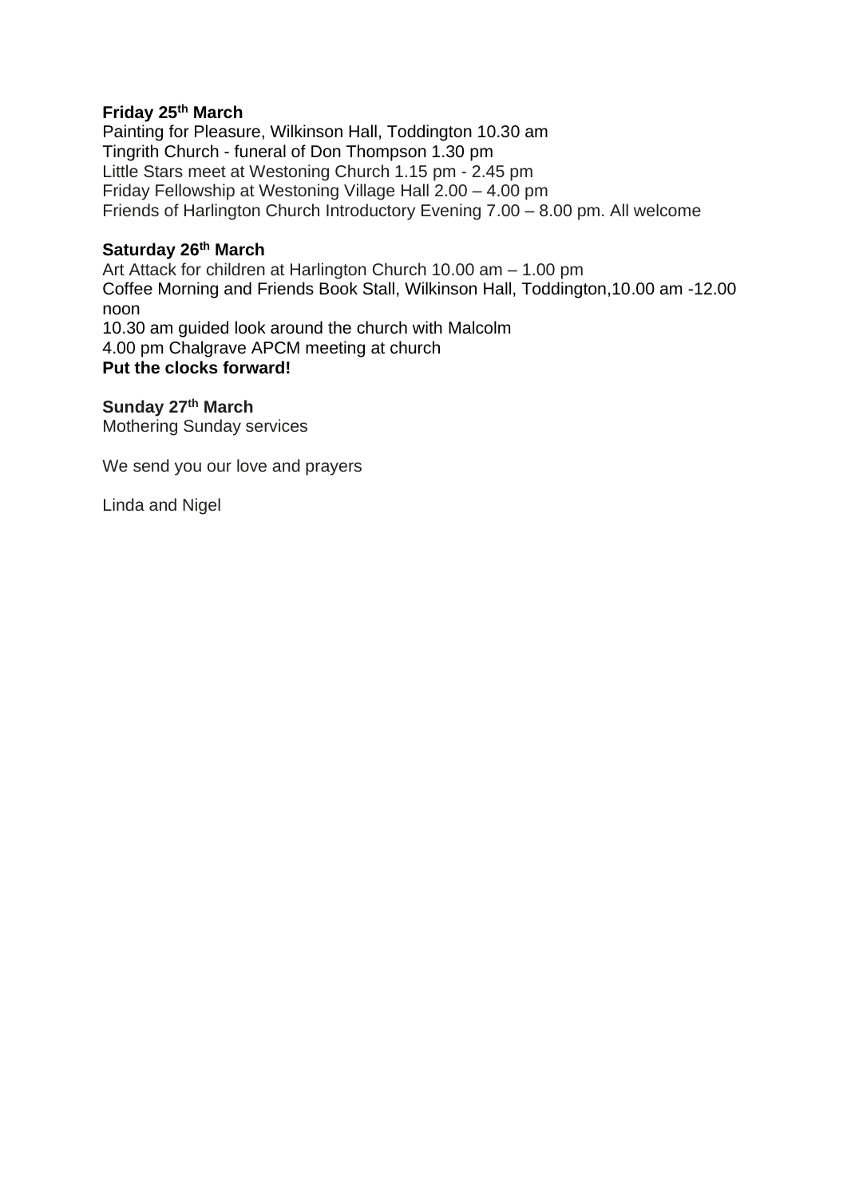**Friday 25th March**
Painting for Pleasure, Wilkinson Hall, Toddington 10.30 am
Tingrith Church - funeral of Don Thompson 1.30 pm
Little Stars meet at Westoning Church 1.15 pm - 2.45 pm
Friday Fellowship at Westoning Village Hall 2.00 – 4.00 pm
Friends of Harlington Church Introductory Evening 7.00 – 8.00 pm. All welcome

**Saturday 26th March**
Art Attack for children at Harlington Church 10.00 am – 1.00 pm
Coffee Morning and Friends Book Stall, Wilkinson Hall, Toddington,10.00 am -12.00 noon
10.30 am guided look around the church with Malcolm
4.00 pm Chalgrave APCM meeting at church
**Put the clocks forward!**

**Sunday 27th March**
Mothering Sunday services

We send you our love and prayers

Linda and Nigel